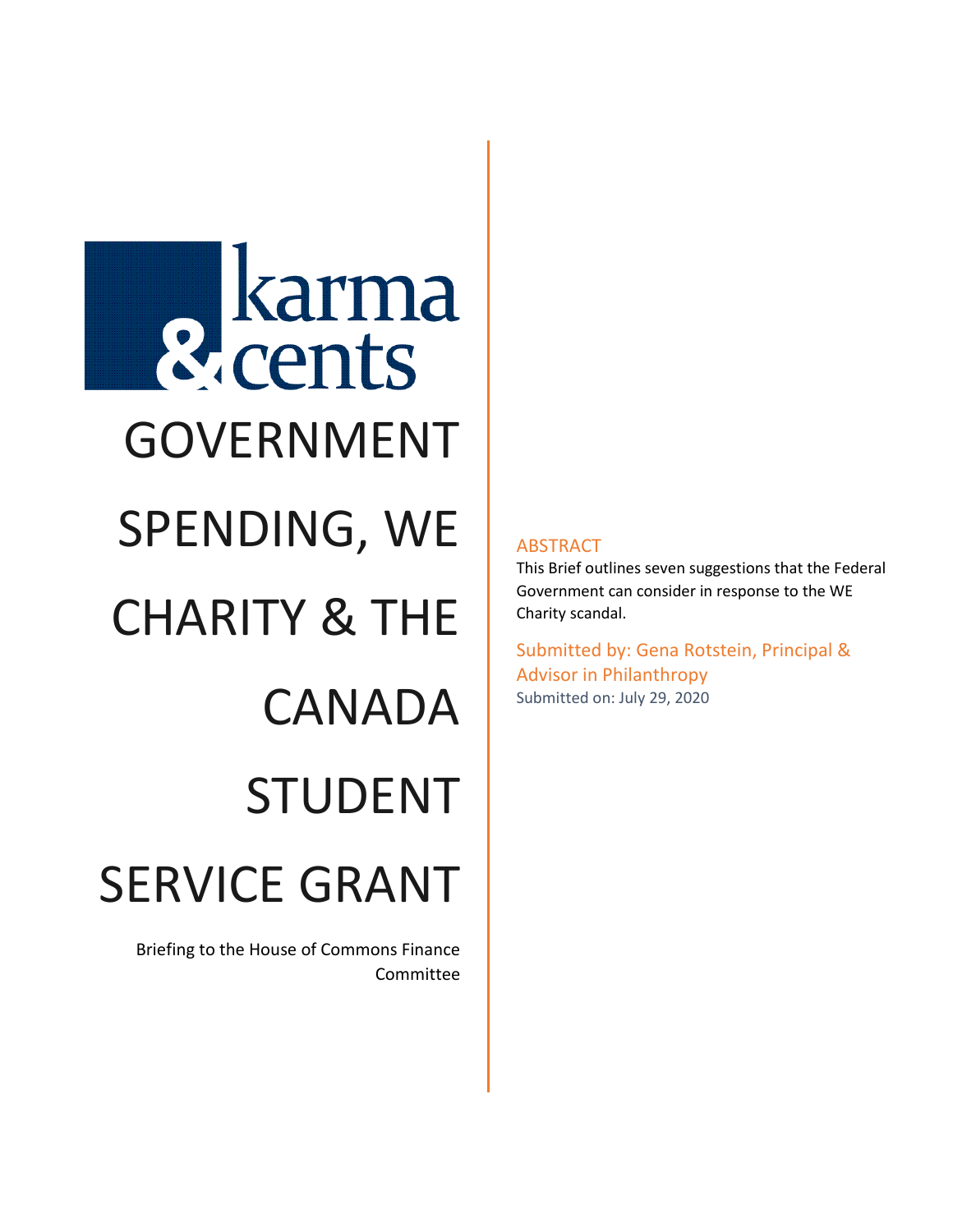karma & cents

# GOVERNMENT SPENDING, WE CHARITY & THE CANADA STUDENT SERVICE GRANT

Briefing to the House of Commons Finance Committee

## ABSTRACT

This Brief outlines seven suggestions that the Federal Government can consider in response to the WE Charity scandal.

Submitted by: Gena Rotstein, Principal & Advisor in Philanthropy

Submitted on: July 29, 2020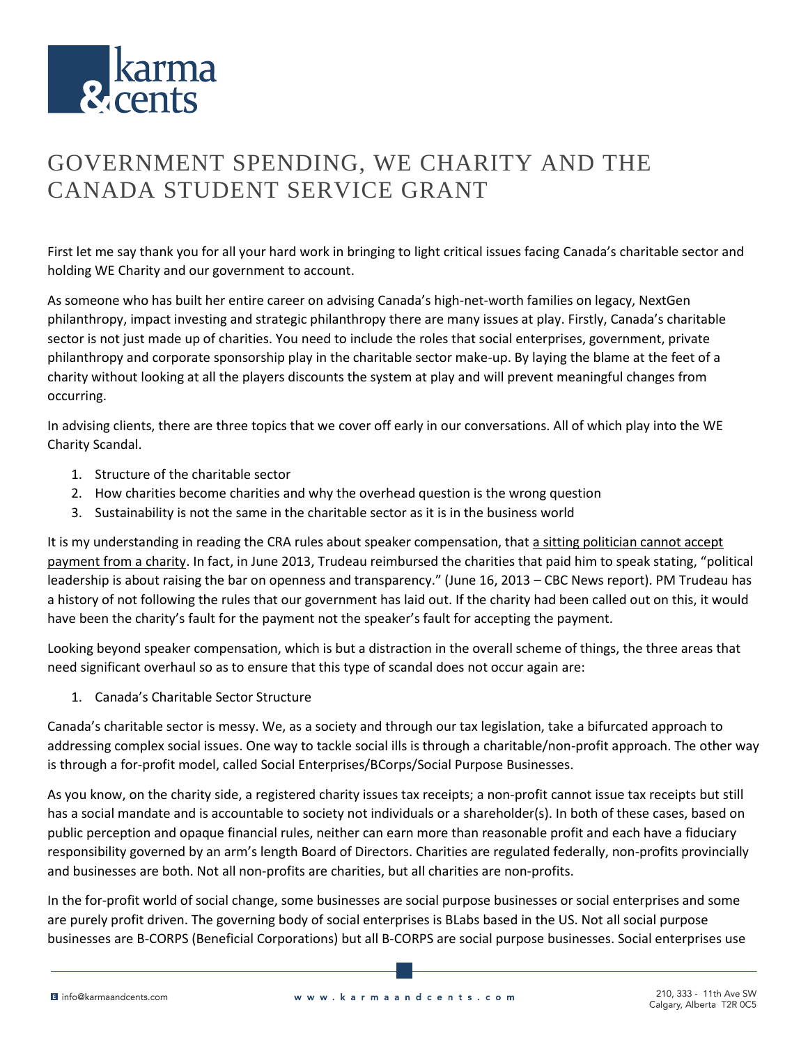# GOVERNMENT SPENDING, WE CHARITY AND THE CANADA STUDENT SERVICE GRANT

First let me say thank you for all your hard work in bringing to light critical issues facing Canada's charitable sector and holding WE Charity and our government to account.

As someone who has built her entire career on advising Canada's high-net-worth families on legacy, NextGen philanthropy, impact investing and strategic philanthropy there are many issues at play. Firstly, Canada's charitable sector is not just made up of charities. You need to include the roles that social enterprises, government, private philanthropy and corporate sponsorship play in the charitable sector make-up. By laying the blame at the feet of a charity without looking at all the players discounts the system at play and will prevent meaningful changes from occurring.

In advising clients, there are three topics that we cover off early in our conversations. All of which play into the WE Charity Scandal.

1. Structure of the charitable sector
2. How charities become charities and why the overhead question is the wrong question
3. Sustainability is not the same in the charitable sector as it is in the business world

It is my understanding in reading the CRA rules about speaker compensation, that a sitting politician cannot accept payment from a charity. In fact, in June 2013, Trudeau reimbursed the charities that paid him to speak stating, "political leadership is about raising the bar on openness and transparency." (June 16, 2013 – CBC News report). PM Trudeau has a history of not following the rules that our government has laid out. If the charity had been called out on this, it would have been the charity's fault for the payment not the speaker's fault for accepting the payment.

Looking beyond speaker compensation, which is but a distraction in the overall scheme of things, the three areas that need significant overhaul so as to ensure that this type of scandal does not occur again are:

1. Canada's Charitable Sector Structure

Canada's charitable sector is messy. We, as a society and through our tax legislation, take a bifurcated approach to addressing complex social issues. One way to tackle social ills is through a charitable/non-profit approach. The other way is through a for-profit model, called Social Enterprises/BCorps/Social Purpose Businesses.

As you know, on the charity side, a registered charity issues tax receipts; a non-profit cannot issue tax receipts but still has a social mandate and is accountable to society not individuals or a shareholder(s). In both of these cases, based on public perception and opaque financial rules, neither can earn more than reasonable profit and each have a fiduciary responsibility governed by an arm's length Board of Directors. Charities are regulated federally, non-profits provincially and businesses are both. Not all non-profits are charities, but all charities are non-profits.

In the for-profit world of social change, some businesses are social purpose businesses or social enterprises and some are purely profit driven. The governing body of social enterprises is BLabs based in the US. Not all social purpose businesses are B-CORPS (Beneficial Corporations) but all B-CORPS are social purpose businesses. Social enterprises use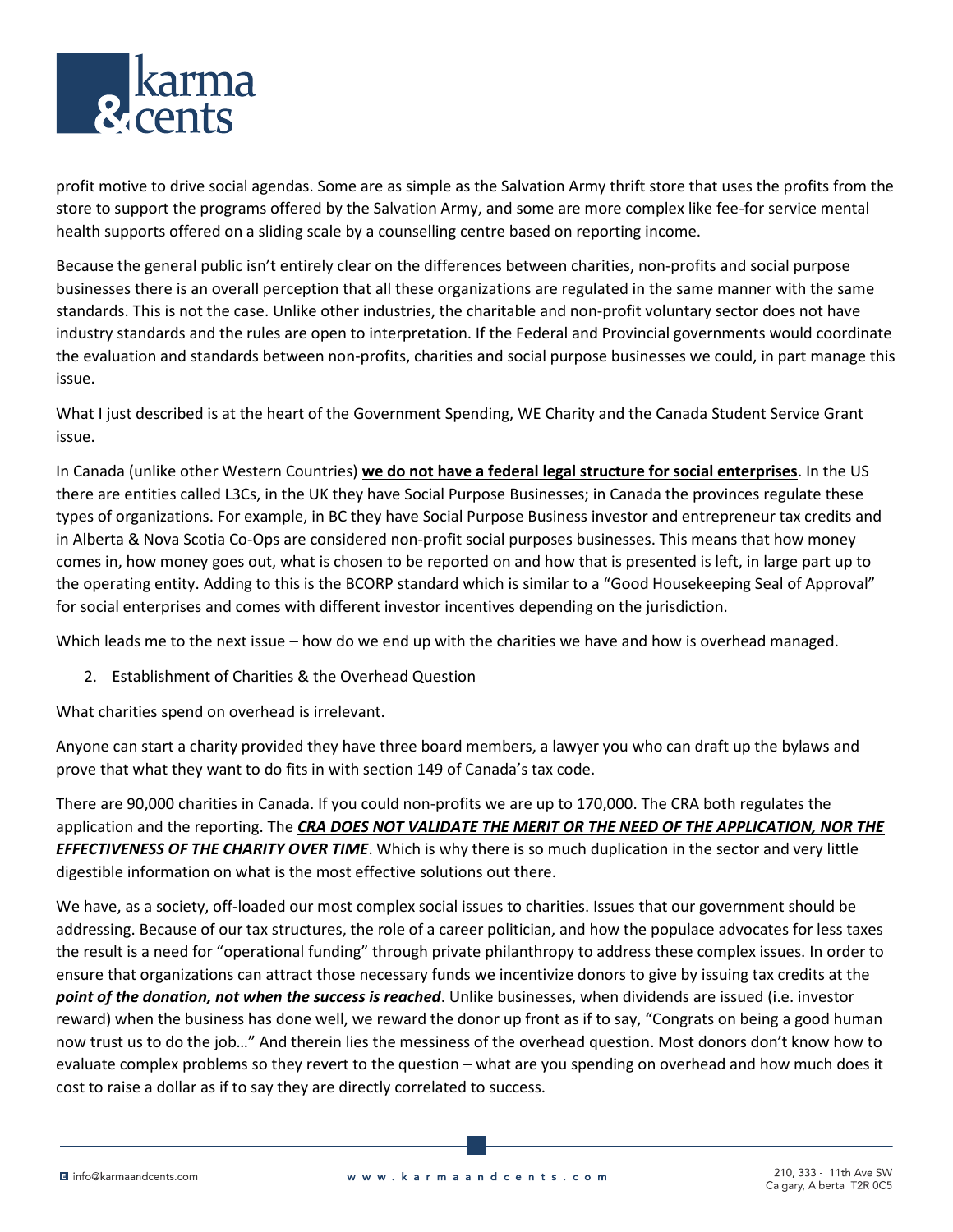profit motive to drive social agendas. Some are as simple as the Salvation Army thrift store that uses the profits from the store to support the programs offered by the Salvation Army, and some are more complex like fee-for service mental health supports offered on a sliding scale by a counselling centre based on reporting income.

Because the general public isn't entirely clear on the differences between charities, non-profits and social purpose businesses there is an overall perception that all these organizations are regulated in the same manner with the same standards. This is not the case. Unlike other industries, the charitable and non-profit voluntary sector does not have industry standards and the rules are open to interpretation. If the Federal and Provincial governments would coordinate the evaluation and standards between non-profits, charities and social purpose businesses we could, in part manage this issue.

What I just described is at the heart of the Government Spending, WE Charity and the Canada Student Service Grant issue.

In Canada (unlike other Western Countries) **<u>we do not have a federal legal structure for social enterprises</u>**. In the US there are entities called L3Cs, in the UK they have Social Purpose Businesses; in Canada the provinces regulate these types of organizations. For example, in BC they have Social Purpose Business investor and entrepreneur tax credits and in Alberta & Nova Scotia Co-Ops are considered non-profit social purposes businesses. This means that how money comes in, how money goes out, what is chosen to be reported on and how that is presented is left, in large part up to the operating entity. Adding to this is the BCORP standard which is similar to a "Good Housekeeping Seal of Approval" for social enterprises and comes with different investor incentives depending on the jurisdiction.

Which leads me to the next issue – how do we end up with the charities we have and how is overhead managed.

2. Establishment of Charities & the Overhead Question

What charities spend on overhead is irrelevant.

Anyone can start a charity provided they have three board members, a lawyer you who can draft up the bylaws and prove that what they want to do fits in with section 149 of Canada's tax code.

There are 90,000 charities in Canada. If you could non-profits we are up to 170,000. The CRA both regulates the application and the reporting. The ***<u>CRA DOES NOT VALIDATE THE MERIT OR THE NEED OF THE APPLICATION, NOR THE EFFECTIVENESS OF THE CHARITY OVER TIME</u>***. Which is why there is so much duplication in the sector and very little digestible information on what is the most effective solutions out there.

We have, as a society, off-loaded our most complex social issues to charities. Issues that our government should be addressing. Because of our tax structures, the role of a career politician, and how the populace advocates for less taxes the result is a need for "operational funding" through private philanthropy to address these complex issues. In order to ensure that organizations can attract those necessary funds we incentivize donors to give by issuing tax credits at the ***point of the donation, not when the success is reached***. Unlike businesses, when dividends are issued (i.e. investor reward) when the business has done well, we reward the donor up front as if to say, "Congrats on being a good human now trust us to do the job…" And therein lies the messiness of the overhead question. Most donors don't know how to evaluate complex problems so they revert to the question – what are you spending on overhead and how much does it cost to raise a dollar as if to say they are directly correlated to success.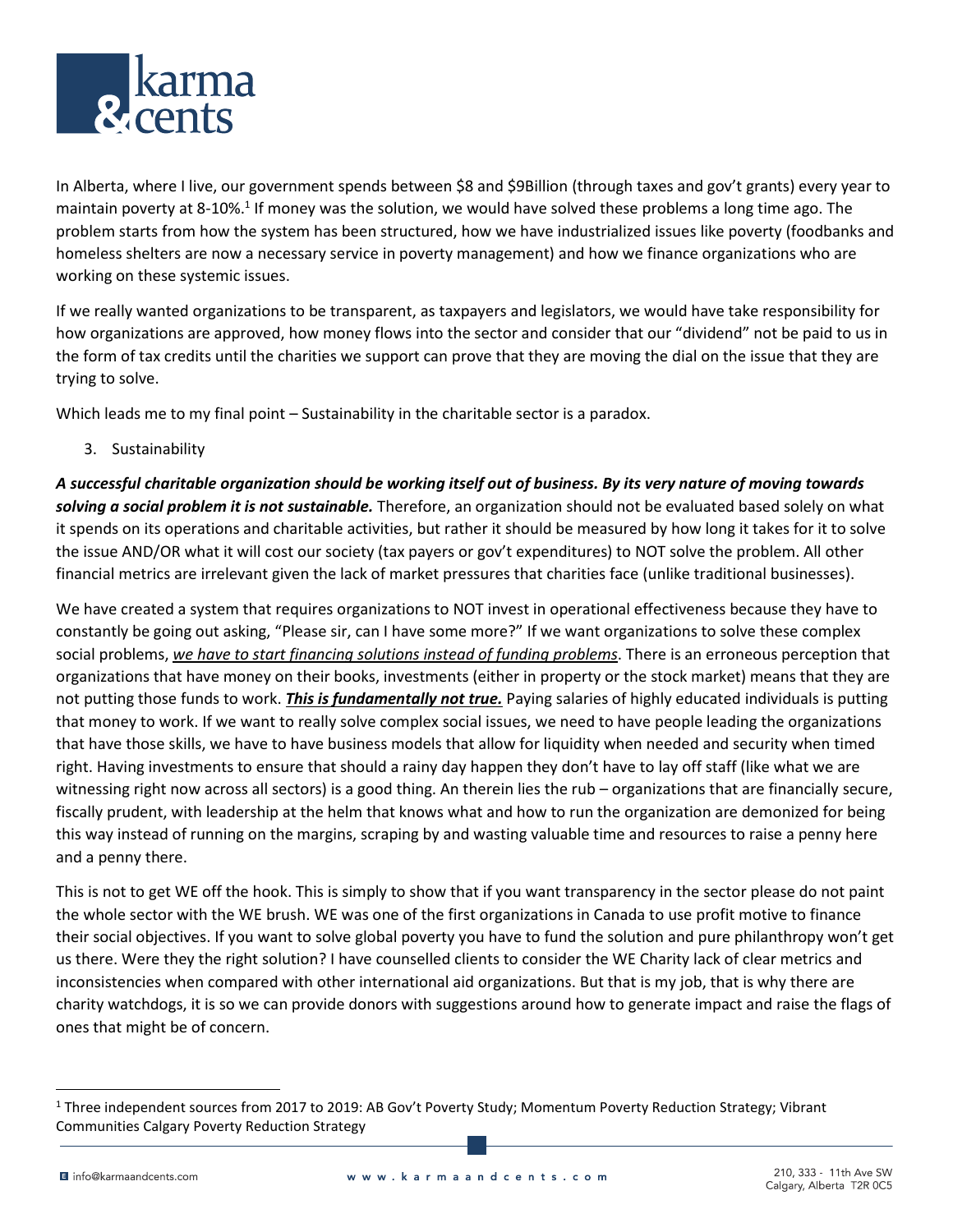In Alberta, where I live, our government spends between \$8 and \$9Billion (through taxes and gov't grants) every year to maintain poverty at 8-10%.[1] If money was the solution, we would have solved these problems a long time ago. The problem starts from how the system has been structured, how we have industrialized issues like poverty (foodbanks and homeless shelters are now a necessary service in poverty management) and how we finance organizations who are working on these systemic issues.

If we really wanted organizations to be transparent, as taxpayers and legislators, we would have take responsibility for how organizations are approved, how money flows into the sector and consider that our "dividend" not be paid to us in the form of tax credits until the charities we support can prove that they are moving the dial on the issue that they are trying to solve.

Which leads me to my final point – Sustainability in the charitable sector is a paradox.

3. Sustainability

***A successful charitable organization should be working itself out of business. By its very nature of moving towards solving a social problem it is not sustainable.*** Therefore, an organization should not be evaluated based solely on what it spends on its operations and charitable activities, but rather it should be measured by how long it takes for it to solve the issue AND/OR what it will cost our society (tax payers or gov't expenditures) to NOT solve the problem. All other financial metrics are irrelevant given the lack of market pressures that charities face (unlike traditional businesses).

We have created a system that requires organizations to NOT invest in operational effectiveness because they have to constantly be going out asking, "Please sir, can I have some more?" If we want organizations to solve these complex social problems, <u>*we have to start financing solutions instead of funding problems*</u>. There is an erroneous perception that organizations that have money on their books, investments (either in property or the stock market) means that they are not putting those funds to work. <u>***This is fundamentally not true.***</u> Paying salaries of highly educated individuals is putting that money to work. If we want to really solve complex social issues, we need to have people leading the organizations that have those skills, we have to have business models that allow for liquidity when needed and security when timed right. Having investments to ensure that should a rainy day happen they don't have to lay off staff (like what we are witnessing right now across all sectors) is a good thing. An therein lies the rub – organizations that are financially secure, fiscally prudent, with leadership at the helm that knows what and how to run the organization are demonized for being this way instead of running on the margins, scraping by and wasting valuable time and resources to raise a penny here and a penny there.

This is not to get WE off the hook. This is simply to show that if you want transparency in the sector please do not paint the whole sector with the WE brush. WE was one of the first organizations in Canada to use profit motive to finance their social objectives. If you want to solve global poverty you have to fund the solution and pure philanthropy won't get us there. Were they the right solution? I have counselled clients to consider the WE Charity lack of clear metrics and inconsistencies when compared with other international aid organizations. But that is my job, that is why there are charity watchdogs, it is so we can provide donors with suggestions around how to generate impact and raise the flags of ones that might be of concern.

[1] Three independent sources from 2017 to 2019: AB Gov't Poverty Study; Momentum Poverty Reduction Strategy; Vibrant Communities Calgary Poverty Reduction Strategy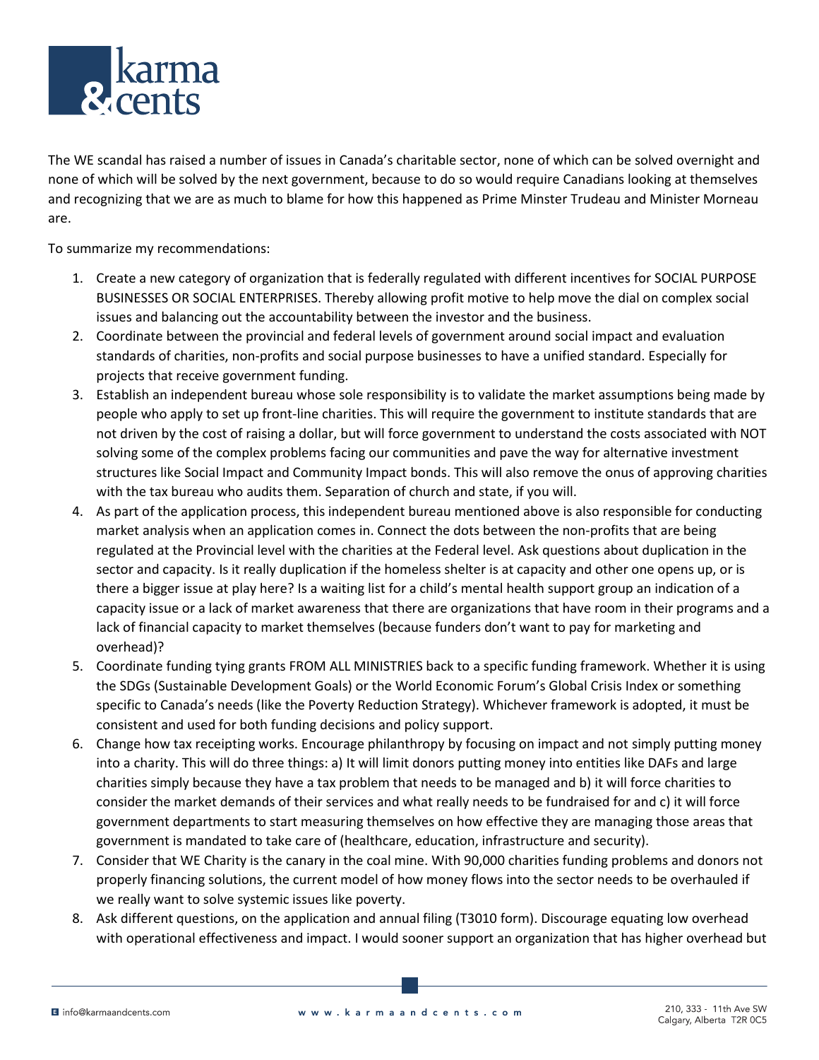The WE scandal has raised a number of issues in Canada's charitable sector, none of which can be solved overnight and none of which will be solved by the next government, because to do so would require Canadians looking at themselves and recognizing that we are as much to blame for how this happened as Prime Minster Trudeau and Minister Morneau are.

To summarize my recommendations:

1. Create a new category of organization that is federally regulated with different incentives for SOCIAL PURPOSE BUSINESSES OR SOCIAL ENTERPRISES. Thereby allowing profit motive to help move the dial on complex social issues and balancing out the accountability between the investor and the business.
2. Coordinate between the provincial and federal levels of government around social impact and evaluation standards of charities, non-profits and social purpose businesses to have a unified standard. Especially for projects that receive government funding.
3. Establish an independent bureau whose sole responsibility is to validate the market assumptions being made by people who apply to set up front-line charities. This will require the government to institute standards that are not driven by the cost of raising a dollar, but will force government to understand the costs associated with NOT solving some of the complex problems facing our communities and pave the way for alternative investment structures like Social Impact and Community Impact bonds. This will also remove the onus of approving charities with the tax bureau who audits them. Separation of church and state, if you will.
4. As part of the application process, this independent bureau mentioned above is also responsible for conducting market analysis when an application comes in. Connect the dots between the non-profits that are being regulated at the Provincial level with the charities at the Federal level. Ask questions about duplication in the sector and capacity. Is it really duplication if the homeless shelter is at capacity and other one opens up, or is there a bigger issue at play here? Is a waiting list for a child's mental health support group an indication of a capacity issue or a lack of market awareness that there are organizations that have room in their programs and a lack of financial capacity to market themselves (because funders don't want to pay for marketing and overhead)?
5. Coordinate funding tying grants FROM ALL MINISTRIES back to a specific funding framework. Whether it is using the SDGs (Sustainable Development Goals) or the World Economic Forum's Global Crisis Index or something specific to Canada's needs (like the Poverty Reduction Strategy). Whichever framework is adopted, it must be consistent and used for both funding decisions and policy support.
6. Change how tax receipting works. Encourage philanthropy by focusing on impact and not simply putting money into a charity. This will do three things: a) It will limit donors putting money into entities like DAFs and large charities simply because they have a tax problem that needs to be managed and b) it will force charities to consider the market demands of their services and what really needs to be fundraised for and c) it will force government departments to start measuring themselves on how effective they are managing those areas that government is mandated to take care of (healthcare, education, infrastructure and security).
7. Consider that WE Charity is the canary in the coal mine. With 90,000 charities funding problems and donors not properly financing solutions, the current model of how money flows into the sector needs to be overhauled if we really want to solve systemic issues like poverty.
8. Ask different questions, on the application and annual filing (T3010 form). Discourage equating low overhead with operational effectiveness and impact. I would sooner support an organization that has higher overhead but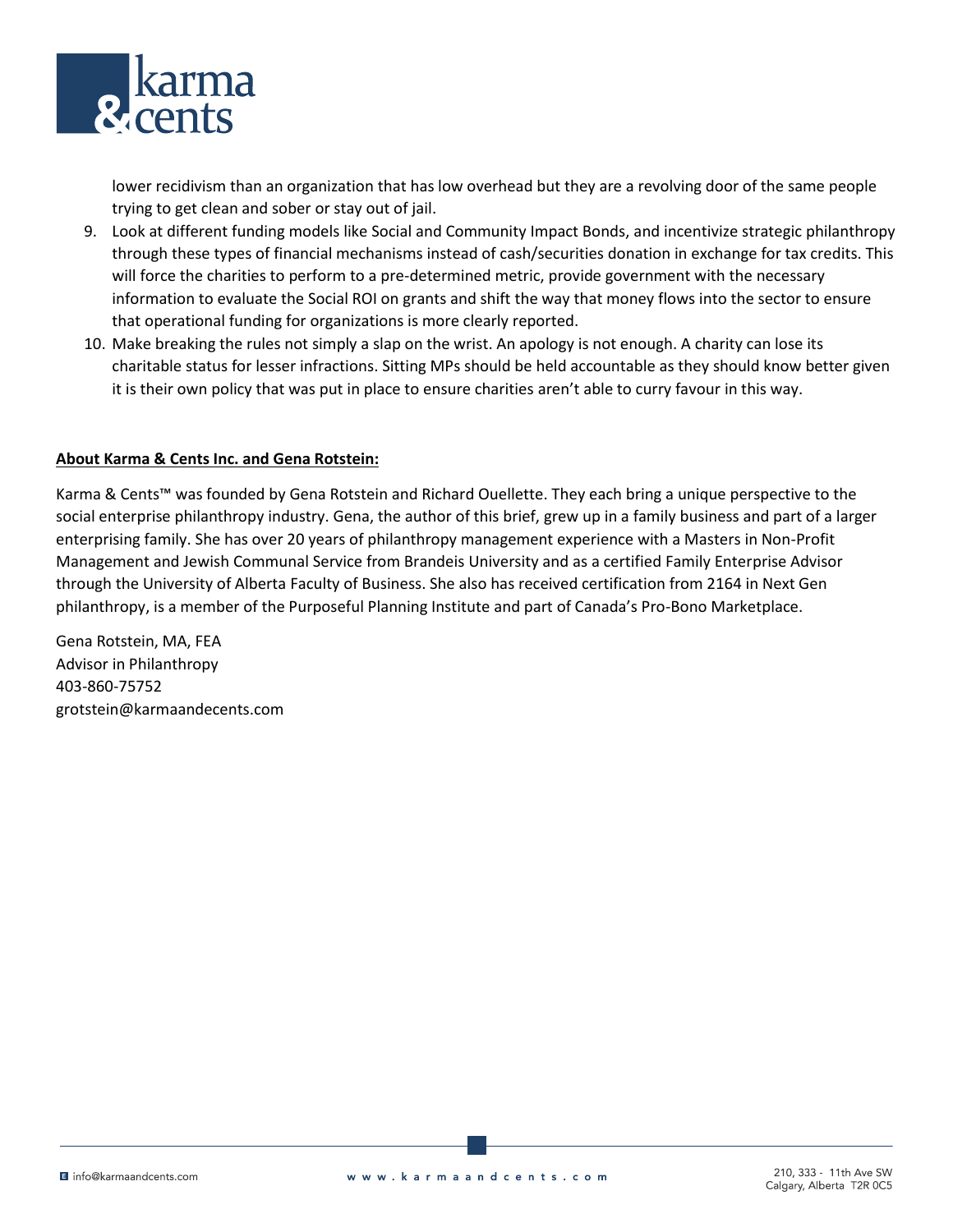lower recidivism than an organization that has low overhead but they are a revolving door of the same people trying to get clean and sober or stay out of jail.

9. Look at different funding models like Social and Community Impact Bonds, and incentivize strategic philanthropy through these types of financial mechanisms instead of cash/securities donation in exchange for tax credits. This will force the charities to perform to a pre-determined metric, provide government with the necessary information to evaluate the Social ROI on grants and shift the way that money flows into the sector to ensure that operational funding for organizations is more clearly reported.
10. Make breaking the rules not simply a slap on the wrist. An apology is not enough. A charity can lose its charitable status for lesser infractions. Sitting MPs should be held accountable as they should know better given it is their own policy that was put in place to ensure charities aren't able to curry favour in this way.

**About Karma & Cents Inc. and Gena Rotstein:**

Karma & Cents™ was founded by Gena Rotstein and Richard Ouellette. They each bring a unique perspective to the social enterprise philanthropy industry. Gena, the author of this brief, grew up in a family business and part of a larger enterprising family. She has over 20 years of philanthropy management experience with a Masters in Non-Profit Management and Jewish Communal Service from Brandeis University and as a certified Family Enterprise Advisor through the University of Alberta Faculty of Business. She also has received certification from 2164 in Next Gen philanthropy, is a member of the Purposeful Planning Institute and part of Canada's Pro-Bono Marketplace.

Gena Rotstein, MA, FEA
Advisor in Philanthropy
403-860-75752
grotstein@karmaandecents.com